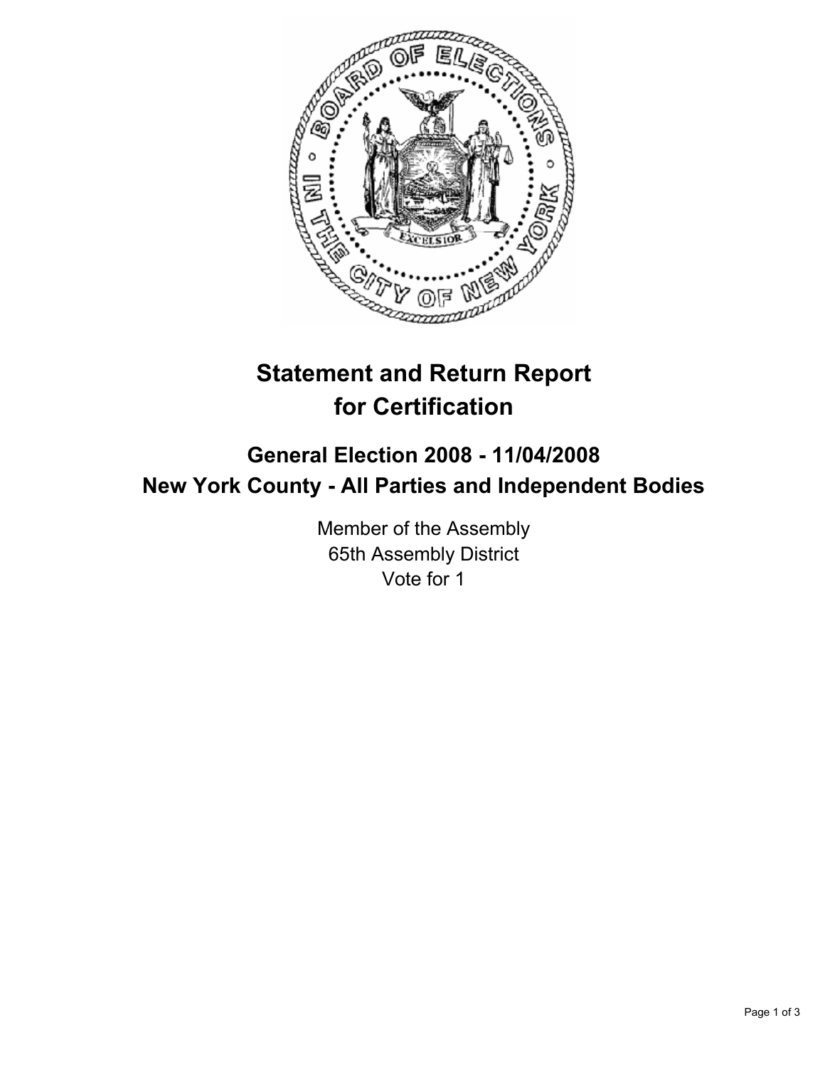# Statement and Return Report for Certification

## General Election 2008 - 11/04/2008
## New York County - All Parties and Independent Bodies

Member of the Assembly
65th Assembly District
Vote for 1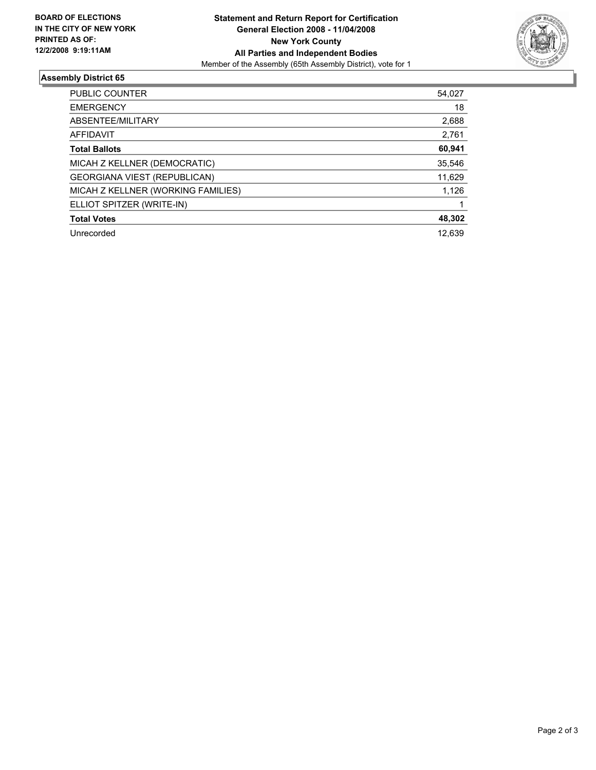**BOARD OF ELECTIONS IN THE CITY OF NEW YORK PRINTED AS OF: 12/2/2008 9:19:11AM**

**Statement and Return Report for Certification**
**General Election 2008 - 11/04/2008**
**New York County**
**All Parties and Independent Bodies**
Member of the Assembly (65th Assembly District), vote for 1

## Assembly District 65

| | |
|---|---|
| PUBLIC COUNTER | 54,027 |
| EMERGENCY | 18 |
| ABSENTEE/MILITARY | 2,688 |
| AFFIDAVIT | 2,761 |
| **Total Ballots** | **60,941** |
| MICAH Z KELLNER (DEMOCRATIC) | 35,546 |
| GEORGIANA VIEST (REPUBLICAN) | 11,629 |
| MICAH Z KELLNER (WORKING FAMILIES) | 1,126 |
| ELLIOT SPITZER (WRITE-IN) | 1 |
| **Total Votes** | **48,302** |
| Unrecorded | 12,639 |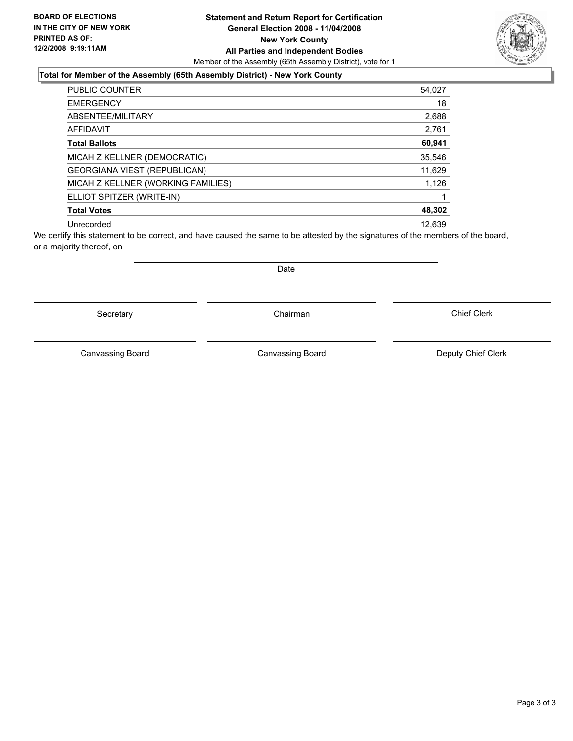**BOARD OF ELECTIONS IN THE CITY OF NEW YORK**
**PRINTED AS OF:**
**12/2/2008 9:19:11AM**

# Statement and Return Report for Certification
## General Election 2008 - 11/04/2008
## New York County
## All Parties and Independent Bodies

Member of the Assembly (65th Assembly District), vote for 1

### Total for Member of the Assembly (65th Assembly District) - New York County

| | |
|---|---|
| PUBLIC COUNTER | 54,027 |
| EMERGENCY | 18 |
| ABSENTEE/MILITARY | 2,688 |
| AFFIDAVIT | 2,761 |
| **Total Ballots** | **60,941** |
| MICAH Z KELLNER (DEMOCRATIC) | 35,546 |
| GEORGIANA VIEST (REPUBLICAN) | 11,629 |
| MICAH Z KELLNER (WORKING FAMILIES) | 1,126 |
| ELLIOT SPITZER (WRITE-IN) | 1 |
| **Total Votes** | **48,302** |
| Unrecorded | 12,639 |

We certify this statement to be correct, and have caused the same to be attested by the signatures of the members of the board, or a majority thereof, on

Date

Secretary

Chairman

Chief Clerk

Canvassing Board

Canvassing Board

Deputy Chief Clerk